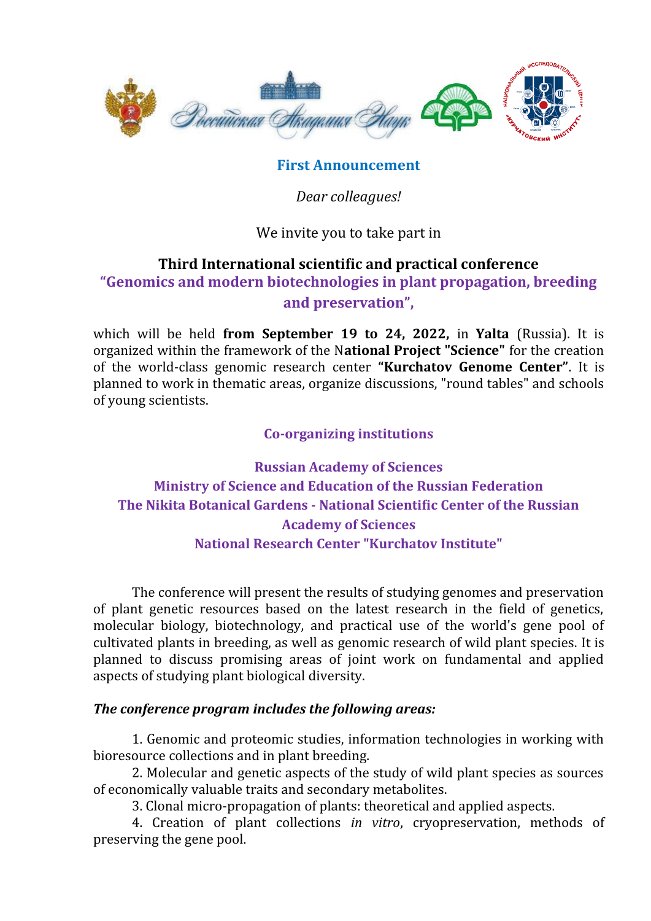## First Announcement

*Dear colleagues!*

We invite you to take part in

# Third International scientific and practical conference "Genomics and modern biotechnologies in plant propagation, breeding and preservation",

which will be held **from September 19 to 24, 2022,** in **Yalta** (Russia). It is organized within the framework of the N**ational Project "Science"** for the creation of the world-class genomic research center **"Kurchatov Genome Center"**. It is planned to work in thematic areas, organize discussions, "round tables" and schools of young scientists.

## Co-organizing institutions

**Russian Academy of Sciences**
**Ministry of Science and Education of the Russian Federation**
**The Nikita Botanical Gardens - National Scientific Center of the Russian Academy of Sciences**
**National Research Center "Kurchatov Institute"**

The conference will present the results of studying genomes and preservation of plant genetic resources based on the latest research in the field of genetics, molecular biology, biotechnology, and practical use of the world's gene pool of cultivated plants in breeding, as well as genomic research of wild plant species. It is planned to discuss promising areas of joint work on fundamental and applied aspects of studying plant biological diversity.

***The conference program includes the following areas:***

1. Genomic and proteomic studies, information technologies in working with bioresource collections and in plant breeding.
2. Molecular and genetic aspects of the study of wild plant species as sources of economically valuable traits and secondary metabolites.
3. Clonal micro-propagation of plants: theoretical and applied aspects.
4. Creation of plant collections *in vitro*, cryopreservation, methods of preserving the gene pool.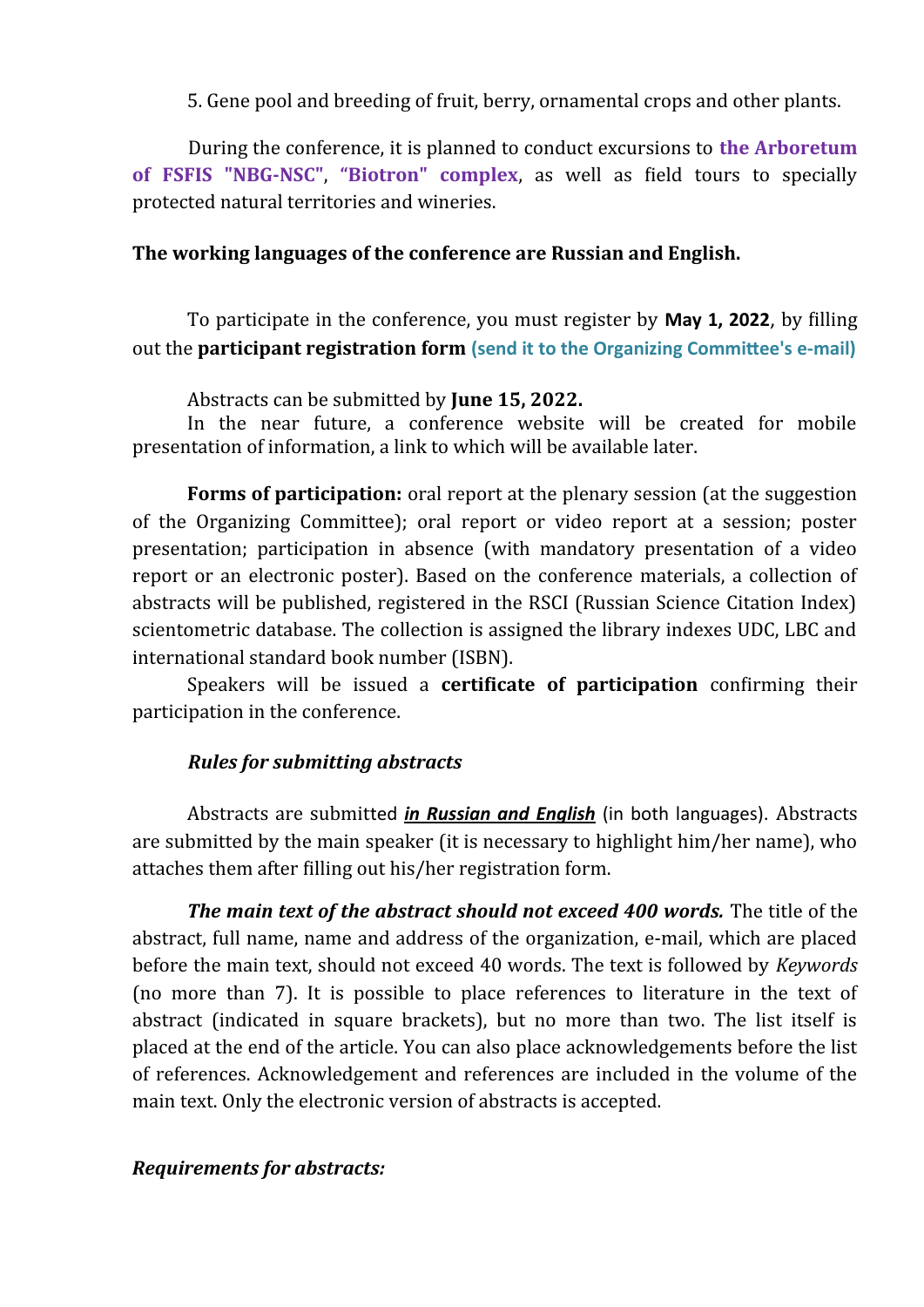5. Gene pool and breeding of fruit, berry, ornamental crops and other plants.

During the conference, it is planned to conduct excursions to **the Arboretum of FSFIS "NBG-NSC"**, **"Biotron" complex**, as well as field tours to specially protected natural territories and wineries.

**The working languages of the conference are Russian and English.**

To participate in the conference, you must register by **May 1, 2022**, by filling out the **participant registration form** **(send it to the Organizing Committee's e-mail)**

Abstracts can be submitted by **June 15, 2022.**

In the near future, a conference website will be created for mobile presentation of information, a link to which will be available later.

**Forms of participation:** oral report at the plenary session (at the suggestion of the Organizing Committee); oral report or video report at a session; poster presentation; participation in absence (with mandatory presentation of a video report or an electronic poster). Based on the conference materials, a collection of abstracts will be published, registered in the RSCI (Russian Science Citation Index) scientometric database. The collection is assigned the library indexes UDC, LBC and international standard book number (ISBN).

Speakers will be issued a **certificate of participation** confirming their participation in the conference.

***Rules for submitting abstracts***

Abstracts are submitted ***in Russian and English*** (in both languages). Abstracts are submitted by the main speaker (it is necessary to highlight him/her name), who attaches them after filling out his/her registration form.

***The main text of the abstract should not exceed 400 words.*** The title of the abstract, full name, name and address of the organization, e-mail, which are placed before the main text, should not exceed 40 words. The text is followed by *Keywords* (no more than 7). It is possible to place references to literature in the text of abstract (indicated in square brackets), but no more than two. The list itself is placed at the end of the article. You can also place acknowledgements before the list of references. Acknowledgement and references are included in the volume of the main text. Only the electronic version of abstracts is accepted.

***Requirements for abstracts:***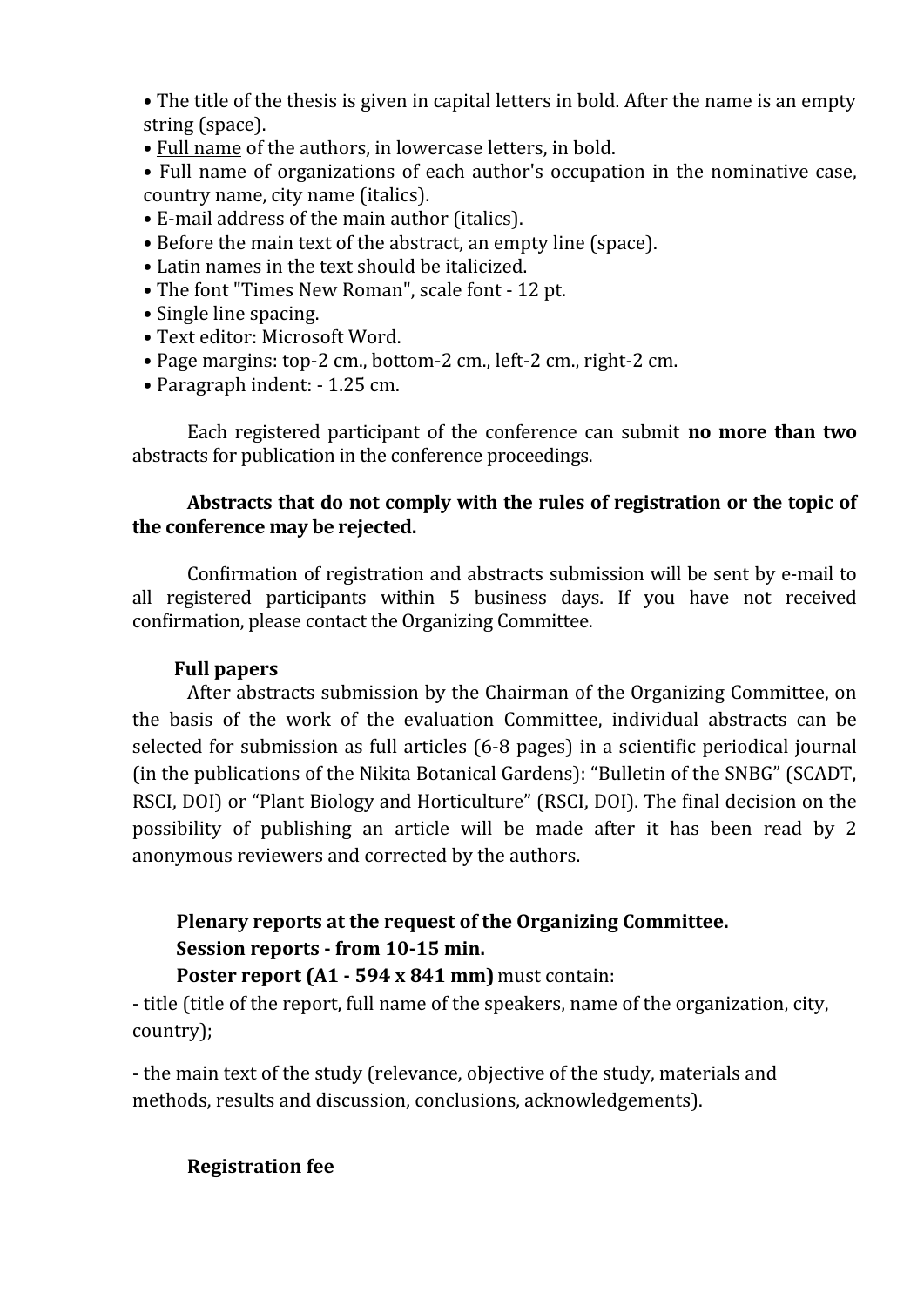- The title of the thesis is given in capital letters in bold. After the name is an empty string (space).
- Full name of the authors, in lowercase letters, in bold.
- Full name of organizations of each author's occupation in the nominative case, country name, city name (italics).
- E-mail address of the main author (italics).
- Before the main text of the abstract, an empty line (space).
- Latin names in the text should be italicized.
- The font "Times New Roman", scale font - 12 pt.
- Single line spacing.
- Text editor: Microsoft Word.
- Page margins: top-2 cm., bottom-2 cm., left-2 cm., right-2 cm.
- Paragraph indent: - 1.25 cm.

Each registered participant of the conference can submit **no more than two** abstracts for publication in the conference proceedings.

**Abstracts that do not comply with the rules of registration or the topic of the conference may be rejected.**

Confirmation of registration and abstracts submission will be sent by e-mail to all registered participants within 5 business days. If you have not received confirmation, please contact the Organizing Committee.

**Full papers**

After abstracts submission by the Chairman of the Organizing Committee, on the basis of the work of the evaluation Committee, individual abstracts can be selected for submission as full articles (6-8 pages) in a scientific periodical journal (in the publications of the Nikita Botanical Gardens): “Bulletin of the SNBG” (SCADT, RSCI, DOI) or “Plant Biology and Horticulture” (RSCI, DOI). The final decision on the possibility of publishing an article will be made after it has been read by 2 anonymous reviewers and corrected by the authors.

**Plenary reports at the request of the Organizing Committee.**

**Session reports - from 10-15 min.**

**Poster report (A1 - 594 x 841 mm)** must contain:

- title (title of the report, full name of the speakers, name of the organization, city, country);

- the main text of the study (relevance, objective of the study, materials and methods, results and discussion, conclusions, acknowledgements).

**Registration fee**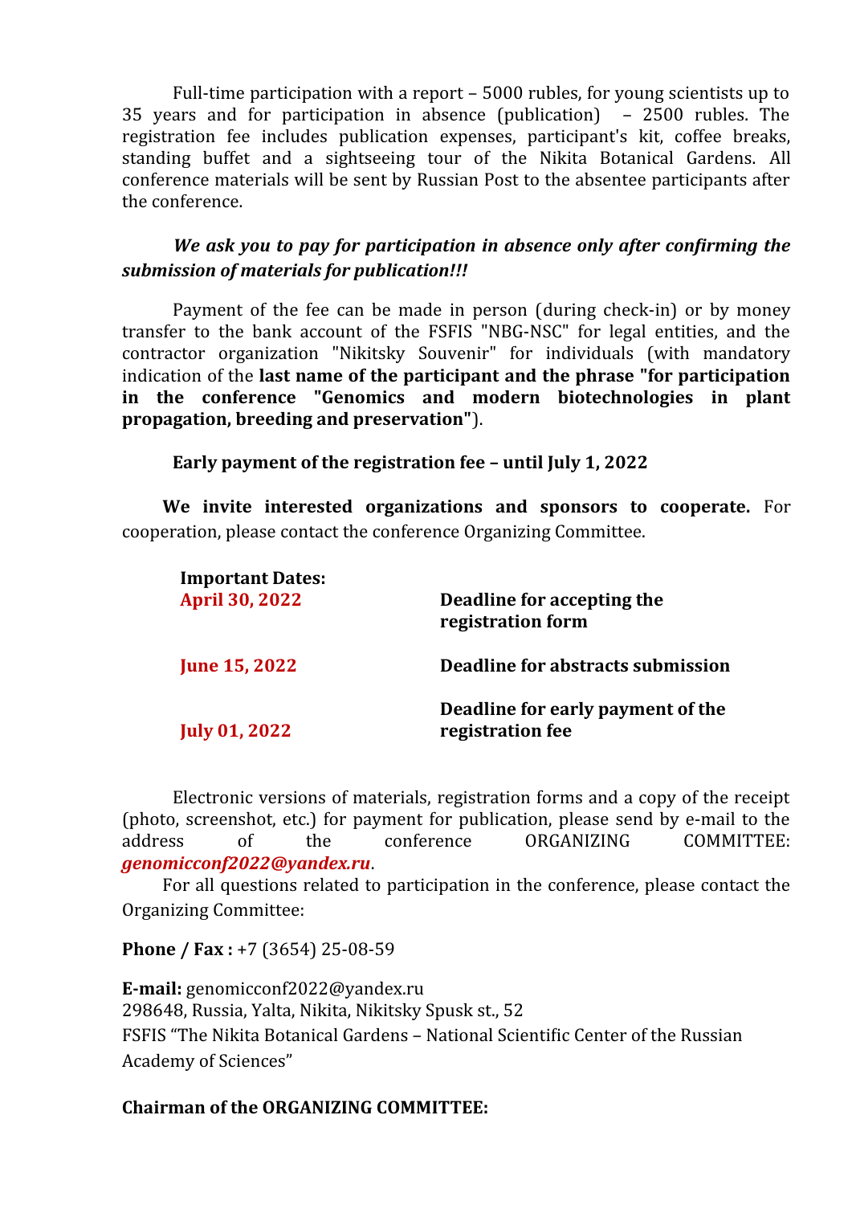Full-time participation with a report – 5000 rubles, for young scientists up to 35 years and for participation in absence (publication) – 2500 rubles. The registration fee includes publication expenses, participant's kit, coffee breaks, standing buffet and a sightseeing tour of the Nikita Botanical Gardens. All conference materials will be sent by Russian Post to the absentee participants after the conference.

***We ask you to pay for participation in absence only after confirming the submission of materials for publication!!!***

Payment of the fee can be made in person (during check-in) or by money transfer to the bank account of the FSFIS "NBG-NSC" for legal entities, and the contractor organization "Nikitsky Souvenir" for individuals (with mandatory indication of the **last name of the participant and the phrase "for participation in the conference "Genomics and modern biotechnologies in plant propagation, breeding and preservation"**).

**Early payment of the registration fee – until July 1, 2022**

**We invite interested organizations and sponsors to cooperate.** For cooperation, please contact the conference Organizing Committee.

**Important Dates:**

| | |
|---|---|
| **April 30, 2022** | **Deadline for accepting the registration form** |
| **June 15, 2022** | **Deadline for abstracts submission** |
| **July 01, 2022** | **Deadline for early payment of the registration fee** |

Electronic versions of materials, registration forms and a copy of the receipt (photo, screenshot, etc.) for payment for publication, please send by e-mail to the address of the conference ORGANIZING COMMITTEE: ***genomicconf2022@yandex.ru***.

For all questions related to participation in the conference, please contact the Organizing Committee:

**Phone / Fax :** +7 (3654) 25-08-59

**E-mail:** genomicconf2022@yandex.ru
298648, Russia, Yalta, Nikita, Nikitsky Spusk st., 52
FSFIS "The Nikita Botanical Gardens – National Scientific Center of the Russian Academy of Sciences"

**Chairman of the ORGANIZING COMMITTEE:**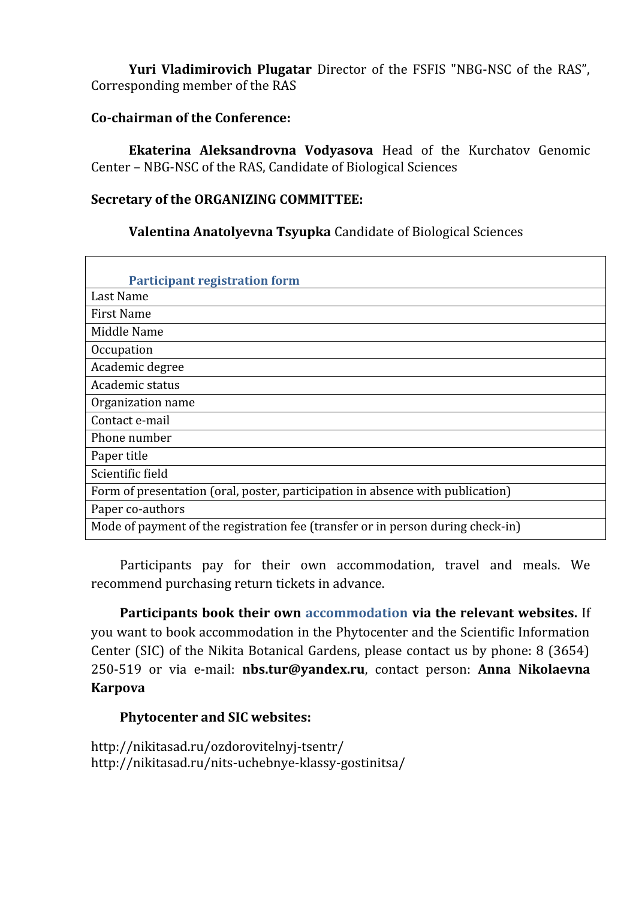**Yuri Vladimirovich Plugatar** Director of the FSFIS "NBG-NSC of the RAS", Corresponding member of the RAS

**Co-chairman of the Conference:**

**Ekaterina Aleksandrovna Vodyasova** Head of the Kurchatov Genomic Center – NBG-NSC of the RAS, Candidate of Biological Sciences

**Secretary of the ORGANIZING COMMITTEE:**

**Valentina Anatolyevna Tsyupka** Candidate of Biological Sciences

| **Participant registration form** |
|---|
| Last Name |
| First Name |
| Middle Name |
| Occupation |
| Academic degree |
| Academic status |
| Organization name |
| Contact e-mail |
| Phone number |
| Paper title |
| Scientific field |
| Form of presentation (oral, poster, participation in absence with publication) |
| Paper co-authors |
| Mode of payment of the registration fee (transfer or in person during check-in) |

Participants pay for their own accommodation, travel and meals. We recommend purchasing return tickets in advance.

**Participants book their own accommodation via the relevant websites.** If you want to book accommodation in the Phytocenter and the Scientific Information Center (SIC) of the Nikita Botanical Gardens, please contact us by phone: 8 (3654) 250-519 or via e-mail: **nbs.tur@yandex.ru**, contact person: **Anna Nikolaevna Karpova**

**Phytocenter and SIC websites:**

http://nikitasad.ru/ozdorovitelnyj-tsentr/
http://nikitasad.ru/nits-uchebnye-klassy-gostinitsa/